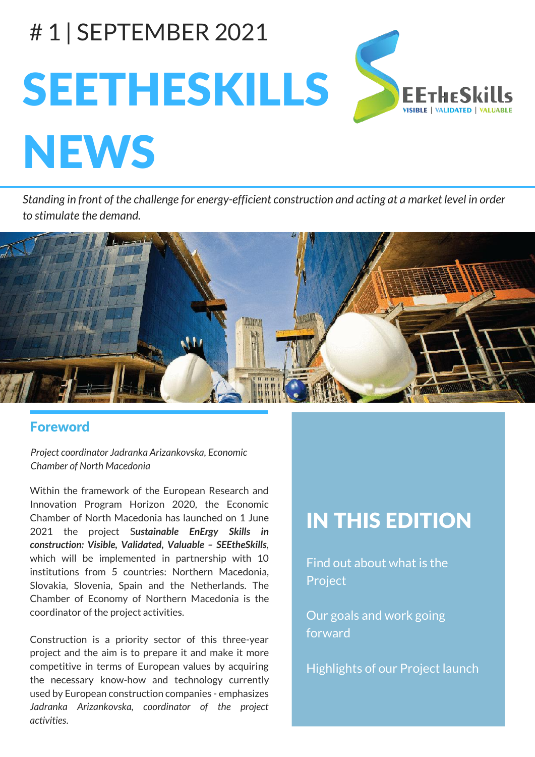# 1 | SEPTEMBER 2021

# SEETHESKILLS NEWS

*Standing in front of the challenge for energy-efficient construction and acting at a market level in order to stimulate the demand.*

## Foreword

*Project coordinator Jadranka Arizankovska, Economic Chamber of North Macedonia*

Within the framework of the European Research and Innovation Program Horizon 2020, the Economic Chamber of North Macedonia has launched on 1 June 2021 the project S***ustainable EnErgy Skills in construction: Visible, Validated, Valuable – SEEtheSkills***, which will be implemented in partnership with 10 institutions from 5 countries: Northern Macedonia, Slovakia, Slovenia, Spain and the Netherlands. The Chamber of Economy of Northern Macedonia is the coordinator of the project activities.

Construction is a priority sector of this three-year project and the aim is to prepare it and make it more competitive in terms of European values by acquiring the necessary know-how and technology currently used by European construction companies - emphasizes *Jadranka Arizankovska, coordinator of the project activities.*

## IN THIS EDITION

Find out about what is the Project

Our goals and work going forward

Highlights of our Project launch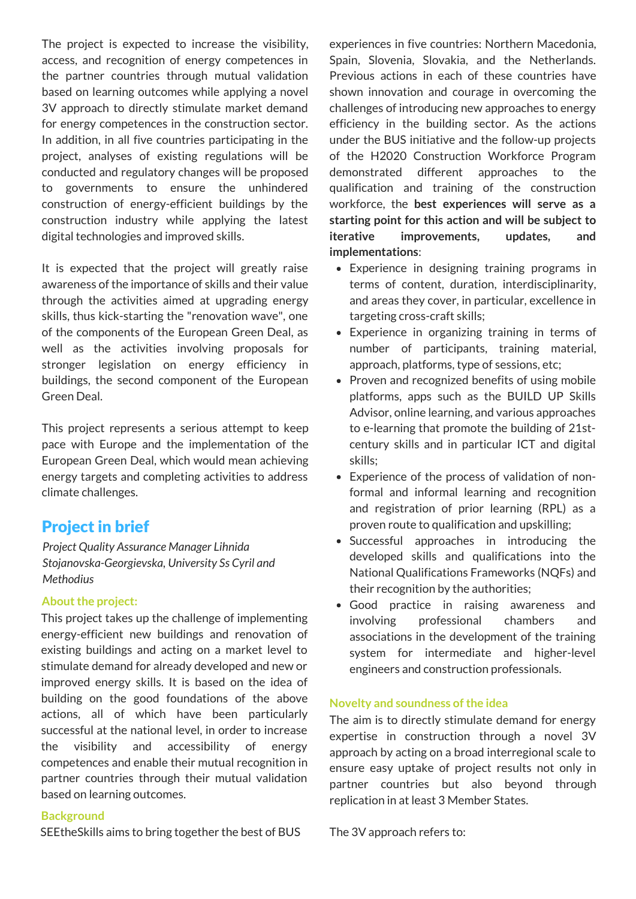The project is expected to increase the visibility, access, and recognition of energy competences in the partner countries through mutual validation based on learning outcomes while applying a novel 3V approach to directly stimulate market demand for energy competences in the construction sector. In addition, in all five countries participating in the project, analyses of existing regulations will be conducted and regulatory changes will be proposed to governments to ensure the unhindered construction of energy-efficient buildings by the construction industry while applying the latest digital technologies and improved skills.

It is expected that the project will greatly raise awareness of the importance of skills and their value through the activities aimed at upgrading energy skills, thus kick-starting the "renovation wave", one of the components of the European Green Deal, as well as the activities involving proposals for stronger legislation on energy efficiency in buildings, the second component of the European Green Deal.

This project represents a serious attempt to keep pace with Europe and the implementation of the European Green Deal, which would mean achieving energy targets and completing activities to address climate challenges.

## Project in brief

*Project Quality Assurance Manager Lihnida Stojanovska-Georgievska, University Ss Cyril and Methodius*

### About the project:

This project takes up the challenge of implementing energy-efficient new buildings and renovation of existing buildings and acting on a market level to stimulate demand for already developed and new or improved energy skills. It is based on the idea of building on the good foundations of the above actions, all of which have been particularly successful at the national level, in order to increase the visibility and accessibility of energy competences and enable their mutual recognition in partner countries through their mutual validation based on learning outcomes.

### Background

SEEtheSkills aims to bring together the best of BUS experiences in five countries: Northern Macedonia, Spain, Slovenia, Slovakia, and the Netherlands. Previous actions in each of these countries have shown innovation and courage in overcoming the challenges of introducing new approaches to energy efficiency in the building sector. As the actions under the BUS initiative and the follow-up projects of the H2020 Construction Workforce Program demonstrated different approaches to the qualification and training of the construction workforce, the **best experiences will serve as a starting point for this action and will be subject to iterative improvements, updates, and implementations**:

- Experience in designing training programs in terms of content, duration, interdisciplinarity, and areas they cover, in particular, excellence in targeting cross-craft skills;
- Experience in organizing training in terms of number of participants, training material, approach, platforms, type of sessions, etc;
- Proven and recognized benefits of using mobile platforms, apps such as the BUILD UP Skills Advisor, online learning, and various approaches to e-learning that promote the building of 21st-century skills and in particular ICT and digital skills;
- Experience of the process of validation of non-formal and informal learning and recognition and registration of prior learning (RPL) as a proven route to qualification and upskilling;
- Successful approaches in introducing the developed skills and qualifications into the National Qualifications Frameworks (NQFs) and their recognition by the authorities;
- Good practice in raising awareness and involving professional chambers and associations in the development of the training system for intermediate and higher-level engineers and construction professionals.

### Novelty and soundness of the idea

The aim is to directly stimulate demand for energy expertise in construction through a novel 3V approach by acting on a broad interregional scale to ensure easy uptake of project results not only in partner countries but also beyond through replication in at least 3 Member States.

The 3V approach refers to: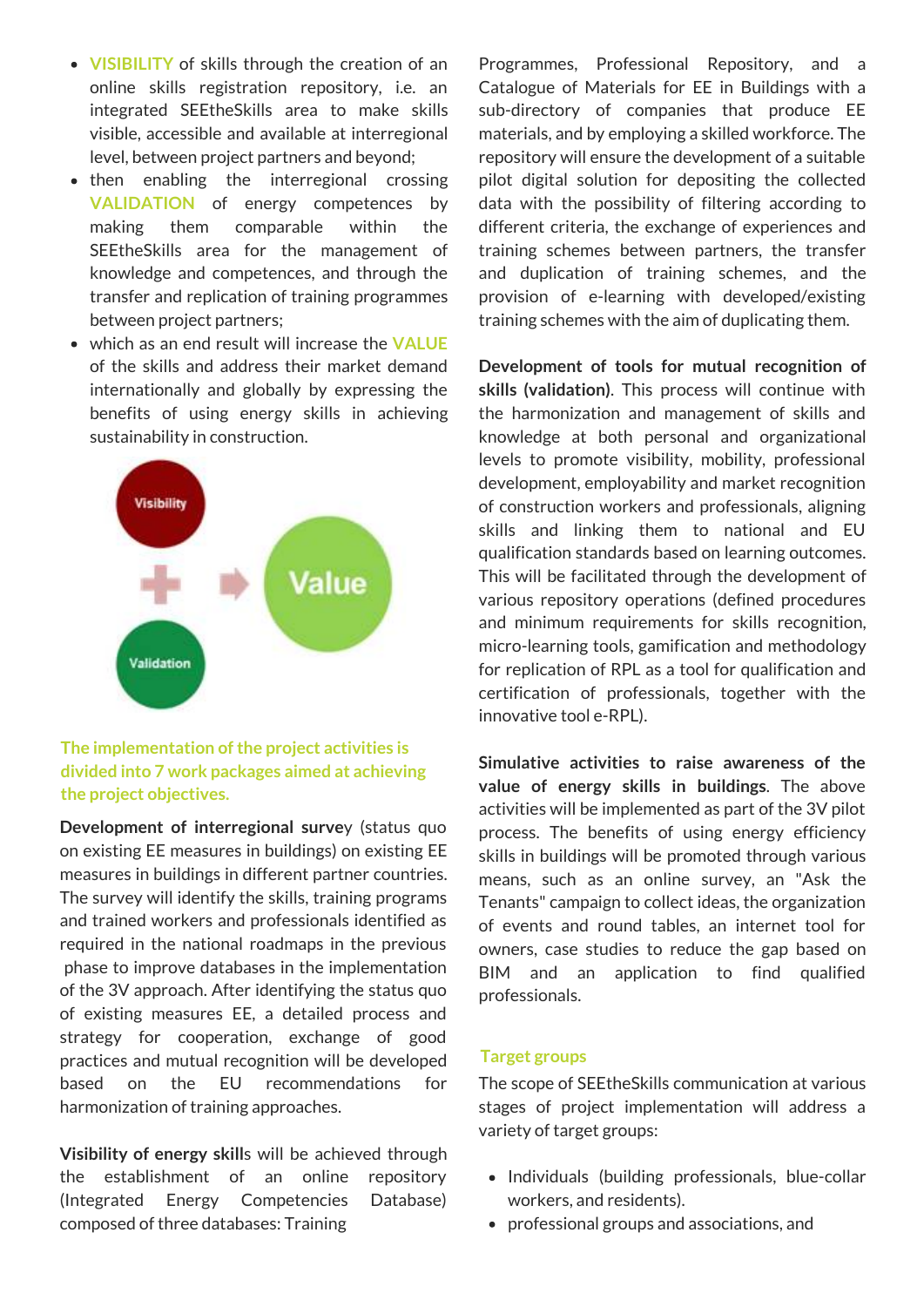- **VISIBILITY** of skills through the creation of an online skills registration repository, i.e. an integrated SEEtheSkills area to make skills visible, accessible and available at interregional level, between project partners and beyond;
- then enabling the interregional crossing **VALIDATION** of energy competences by making them comparable within the SEEtheSkills area for the management of knowledge and competences, and through the transfer and replication of training programmes between project partners;
- which as an end result will increase the **VALUE** of the skills and address their market demand internationally and globally by expressing the benefits of using energy skills in achieving sustainability in construction.

Visibility + Validation → Value

### The implementation of the project activities is divided into 7 work packages aimed at achieving the project objectives.

**Development of interregional survey** (status quo on existing EE measures in buildings) on existing EE measures in buildings in different partner countries. The survey will identify the skills, training programs and trained workers and professionals identified as required in the national roadmaps in the previous phase to improve databases in the implementation of the 3V approach. After identifying the status quo of existing measures EE, a detailed process and strategy for cooperation, exchange of good practices and mutual recognition will be developed based on the EU recommendations for harmonization of training approaches.

**Visibility of energy skills** will be achieved through the establishment of an online repository (Integrated Energy Competencies Database) composed of three databases: Training Programmes, Professional Repository, and a Catalogue of Materials for EE in Buildings with a sub-directory of companies that produce EE materials, and by employing a skilled workforce. The repository will ensure the development of a suitable pilot digital solution for depositing the collected data with the possibility of filtering according to different criteria, the exchange of experiences and training schemes between partners, the transfer and duplication of training schemes, and the provision of e-learning with developed/existing training schemes with the aim of duplicating them.

**Development of tools for mutual recognition of skills (validation)**. This process will continue with the harmonization and management of skills and knowledge at both personal and organizational levels to promote visibility, mobility, professional development, employability and market recognition of construction workers and professionals, aligning skills and linking them to national and EU qualification standards based on learning outcomes. This will be facilitated through the development of various repository operations (defined procedures and minimum requirements for skills recognition, micro-learning tools, gamification and methodology for replication of RPL as a tool for qualification and certification of professionals, together with the innovative tool e-RPL).

**Simulative activities to raise awareness of the value of energy skills in buildings**. The above activities will be implemented as part of the 3V pilot process. The benefits of using energy efficiency skills in buildings will be promoted through various means, such as an online survey, an "Ask the Tenants" campaign to collect ideas, the organization of events and round tables, an internet tool for owners, case studies to reduce the gap based on BIM and an application to find qualified professionals.

### Target groups

The scope of SEEtheSkills communication at various stages of project implementation will address a variety of target groups:

- Individuals (building professionals, blue-collar workers, and residents).
- professional groups and associations, and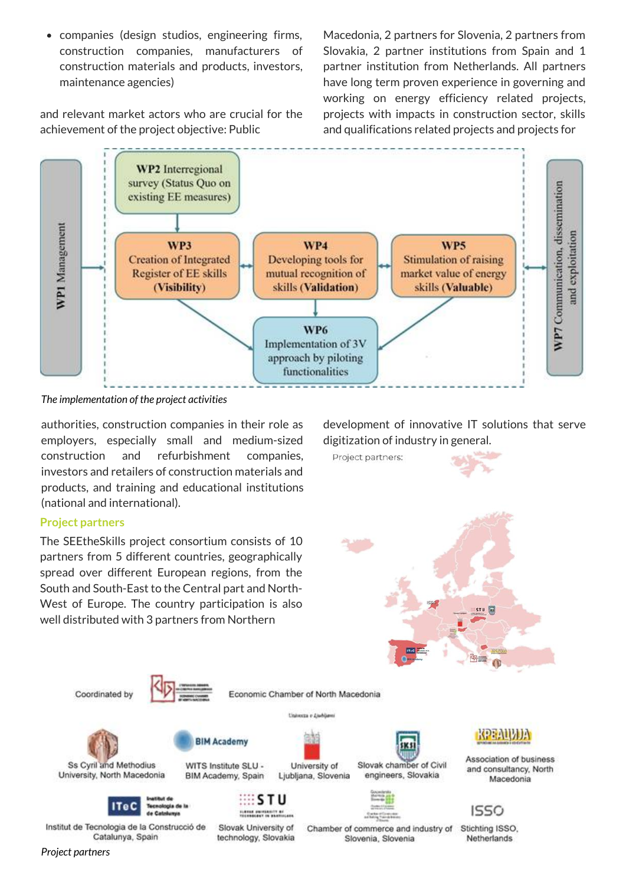- companies (design studios, engineering firms, construction companies, manufacturers of construction materials and products, investors, maintenance agencies)

and relevant market actors who are crucial for the achievement of the project objective: Public authorities, construction companies in their role as employers, especially small and medium-sized construction and refurbishment companies, investors and retailers of construction materials and products, and training and educational institutions (national and international).

*The implementation of the project activities*

## Project partners

The SEEtheSkills project consortium consists of 10 partners from 5 different countries, geographically spread over different European regions, from the South and South-East to the Central part and North-West of Europe. The country participation is also well distributed with 3 partners from Northern Macedonia, 2 partners for Slovenia, 2 partners from Slovakia, 2 partner institutions from Spain and 1 partner institution from Netherlands. All partners have long term proven experience in governing and working on energy efficiency related projects, projects with impacts in construction sector, skills and qualifications related projects and projects for development of innovative IT solutions that serve digitization of industry in general.

*Project partners*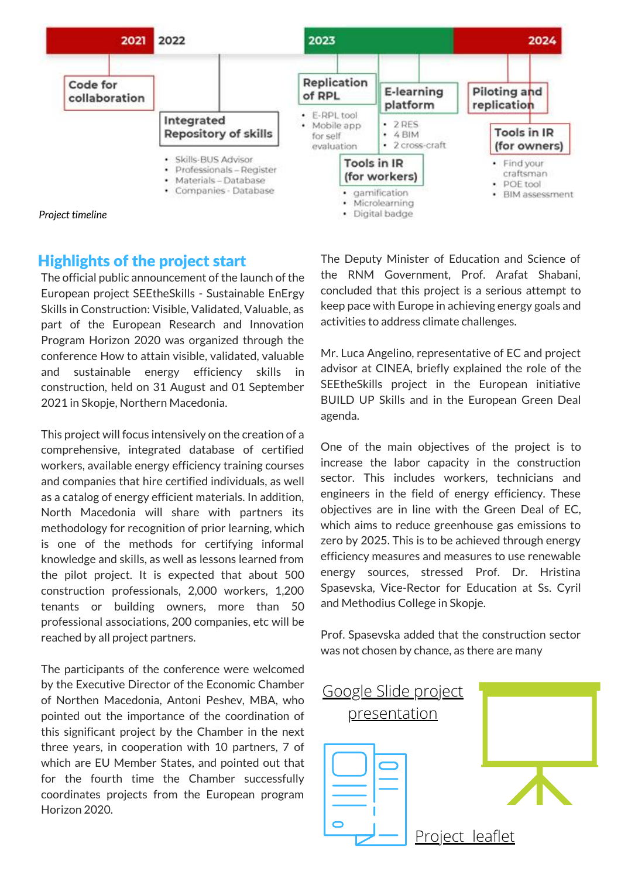2021 2022 2023 2024

- Code for collaboration
- Integrated Repository of skills
  - Skills-BUS Advisor
  - Professionals – Register
  - Materials – Database
  - Companies - Database
- Replication of RPL
  - E-RPL tool
  - Mobile app for self evaluation
- E-learning platform
  - 2 RES
  - 4 BIM
  - 2 cross-craft
- Tools in IR (for workers)
  - gamification
  - Microlearning
  - Digital badge
- Piloting and replication
- Tools in IR (for owners)
  - Find your craftsman
  - POE tool
  - BIM assessment

*Project timeline*

## Highlights of the project start

The official public announcement of the launch of the European project SEEtheSkills - Sustainable EnErgy Skills in Construction: Visible, Validated, Valuable, as part of the European Research and Innovation Program Horizon 2020 was organized through the conference How to attain visible, validated, valuable and sustainable energy efficiency skills in construction, held on 31 August and 01 September 2021 in Skopje, Northern Macedonia.

This project will focus intensively on the creation of a comprehensive, integrated database of certified workers, available energy efficiency training courses and companies that hire certified individuals, as well as a catalog of energy efficient materials. In addition, North Macedonia will share with partners its methodology for recognition of prior learning, which is one of the methods for certifying informal knowledge and skills, as well as lessons learned from the pilot project. It is expected that about 500 construction professionals, 2,000 workers, 1,200 tenants or building owners, more than 50 professional associations, 200 companies, etc will be reached by all project partners.

The participants of the conference were welcomed by the Executive Director of the Economic Chamber of Northen Macedonia, Antoni Peshev, MBA, who pointed out the importance of the coordination of this significant project by the Chamber in the next three years, in cooperation with 10 partners, 7 of which are EU Member States, and pointed out that for the fourth time the Chamber successfully coordinates projects from the European program Horizon 2020.

The Deputy Minister of Education and Science of the RNM Government, Prof. Arafat Shabani, concluded that this project is a serious attempt to keep pace with Europe in achieving energy goals and activities to address climate challenges.

Mr. Luca Angelino, representative of EC and project advisor at CINEA, briefly explained the role of the SEEtheSkills project in the European initiative BUILD UP Skills and in the European Green Deal agenda.

One of the main objectives of the project is to increase the labor capacity in the construction sector. This includes workers, technicians and engineers in the field of energy efficiency. These objectives are in line with the Green Deal of EC, which aims to reduce greenhouse gas emissions to zero by 2025. This is to be achieved through energy efficiency measures and measures to use renewable energy sources, stressed Prof. Dr. Hristina Spasevska, Vice-Rector for Education at Ss. Cyril and Methodius College in Skopje.

Prof. Spasevska added that the construction sector was not chosen by chance, as there are many

Google Slide project presentation

Project leaflet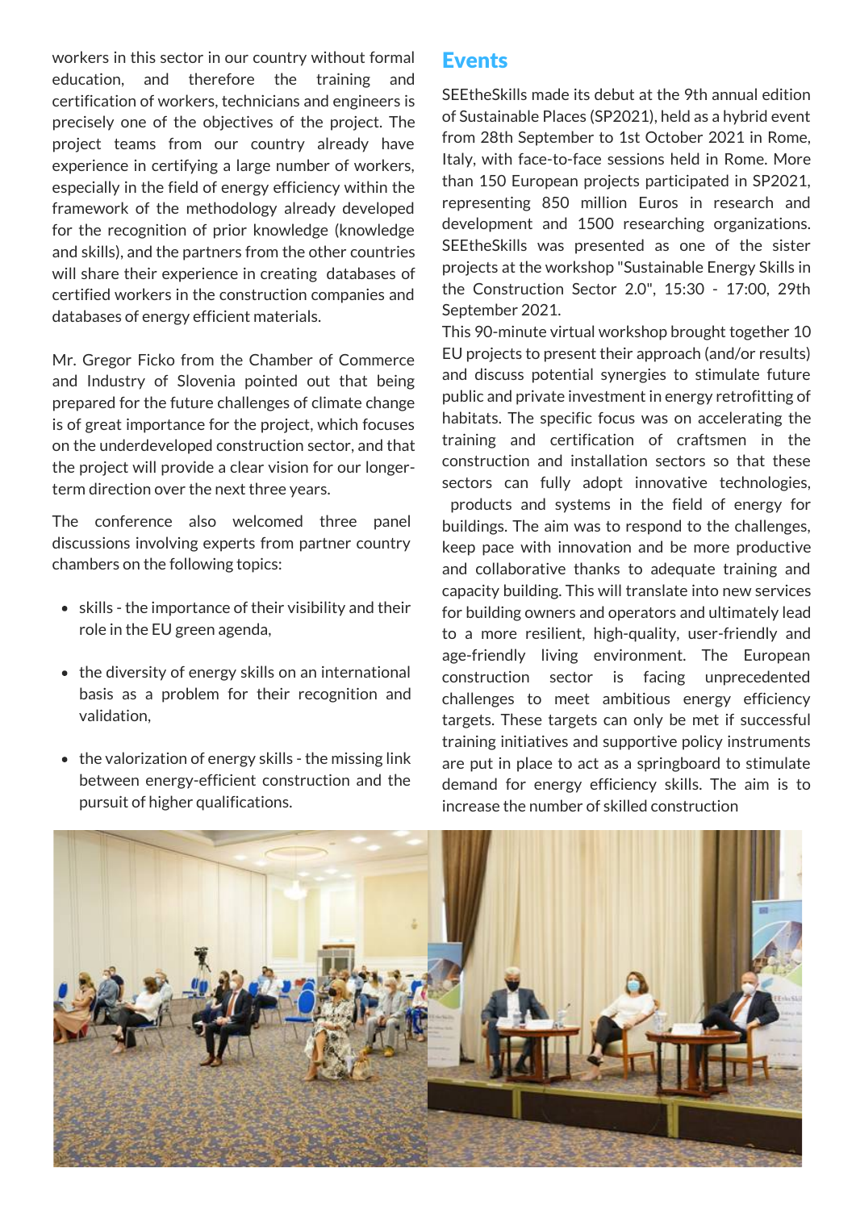workers in this sector in our country without formal education, and therefore the training and certification of workers, technicians and engineers is precisely one of the objectives of the project. The project teams from our country already have experience in certifying a large number of workers, especially in the field of energy efficiency within the framework of the methodology already developed for the recognition of prior knowledge (knowledge and skills), and the partners from the other countries will share their experience in creating databases of certified workers in the construction companies and databases of energy efficient materials.

Mr. Gregor Ficko from the Chamber of Commerce and Industry of Slovenia pointed out that being prepared for the future challenges of climate change is of great importance for the project, which focuses on the underdeveloped construction sector, and that the project will provide a clear vision for our longer-term direction over the next three years.

The conference also welcomed three panel discussions involving experts from partner country chambers on the following topics:

- skills - the importance of their visibility and their role in the EU green agenda,
- the diversity of energy skills on an international basis as a problem for their recognition and validation,
- the valorization of energy skills - the missing link between energy-efficient construction and the pursuit of higher qualifications.

## Events

SEEtheSkills made its debut at the 9th annual edition of Sustainable Places (SP2021), held as a hybrid event from 28th September to 1st October 2021 in Rome, Italy, with face-to-face sessions held in Rome. More than 150 European projects participated in SP2021, representing 850 million Euros in research and development and 1500 researching organizations. SEEtheSkills was presented as one of the sister projects at the workshop "Sustainable Energy Skills in the Construction Sector 2.0", 15:30 - 17:00, 29th September 2021.

This 90-minute virtual workshop brought together 10 EU projects to present their approach (and/or results) and discuss potential synergies to stimulate future public and private investment in energy retrofitting of habitats. The specific focus was on accelerating the training and certification of craftsmen in the construction and installation sectors so that these sectors can fully adopt innovative technologies, products and systems in the field of energy for buildings. The aim was to respond to the challenges, keep pace with innovation and be more productive and collaborative thanks to adequate training and capacity building. This will translate into new services for building owners and operators and ultimately lead to a more resilient, high-quality, user-friendly and age-friendly living environment. The European construction sector is facing unprecedented challenges to meet ambitious energy efficiency targets. These targets can only be met if successful training initiatives and supportive policy instruments are put in place to act as a springboard to stimulate demand for energy efficiency skills. The aim is to increase the number of skilled construction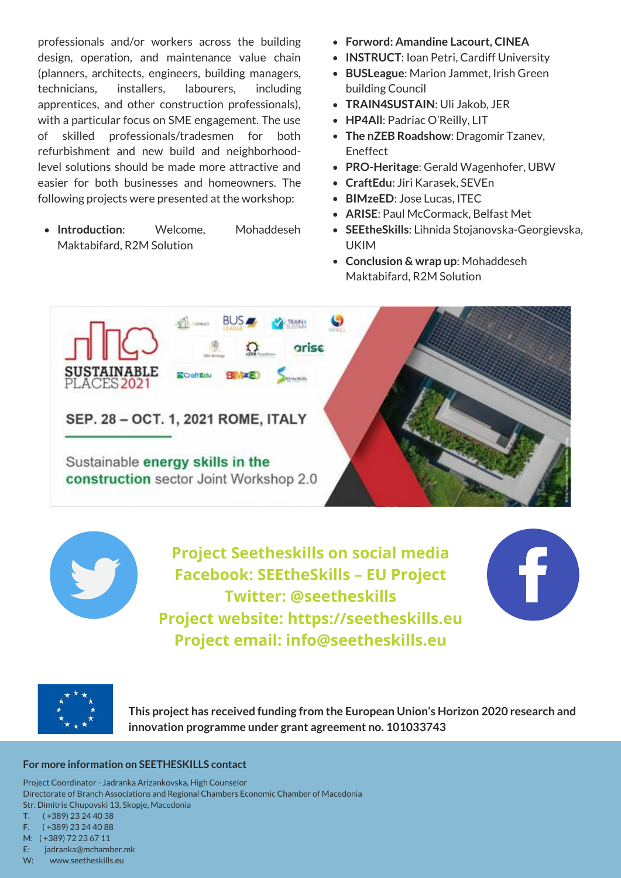professionals and/or workers across the building design, operation, and maintenance value chain (planners, architects, engineers, building managers, technicians, installers, labourers, including apprentices, and other construction professionals), with a particular focus on SME engagement. The use of skilled professionals/tradesmen for both refurbishment and new build and neighborhood-level solutions should be made more attractive and easier for both businesses and homeowners. The following projects were presented at the workshop:

- **Introduction**: Welcome, Mohaddeseh Maktabifard, R2M Solution
- **Forword: Amandine Lacourt, CINEA**
- **INSTRUCT**: Ioan Petri, Cardiff University
- **BUSLeague**: Marion Jammet, Irish Green building Council
- **TRAIN4SUSTAIN**: Uli Jakob, JER
- **HP4All**: Padriac O'Reilly, LIT
- **The nZEB Roadshow**: Dragomir Tzanev, Eneffect
- **PRO-Heritage**: Gerald Wagenhofer, UBW
- **CraftEdu**: Jiri Karasek, SEVEn
- **BIMzeED**: Jose Lucas, ITEC
- **ARISE**: Paul McCormack, Belfast Met
- **SEEtheSkills**: Lihnida Stojanovska-Georgievska, UKIM
- **Conclusion & wrap up**: Mohaddeseh Maktabifard, R2M Solution

SUSTAINABLE PLACES 2021

SEP. 28 – OCT. 1, 2021 ROME, ITALY

Sustainable **energy skills in the construction** sector Joint Workshop 2.0

**Project Seetheskills on social media**
**Facebook: SEEtheSkills – EU Project**
**Twitter: @seetheskills**
**Project website: https://seetheskills.eu**
**Project email: info@seetheskills.eu**

**This project has received funding from the European Union's Horizon 2020 research and innovation programme under grant agreement no. 101033743**

**For more information on SEETHESKILLS contact**

Project Coordinator - Jadranka Arizankovska, High Counselor
Directorate of Branch Associations and Regional Chambers Economic Chamber of Macedonia
Str. Dimitrie Chupovski 13, Skopje, Macedonia
T. ( +389) 23 24 40 38
F. ( +389) 23 24 40 88
M: ( +389) 72 23 67 11
E: jadranka@mchamber.mk
W: www.seetheskills.eu